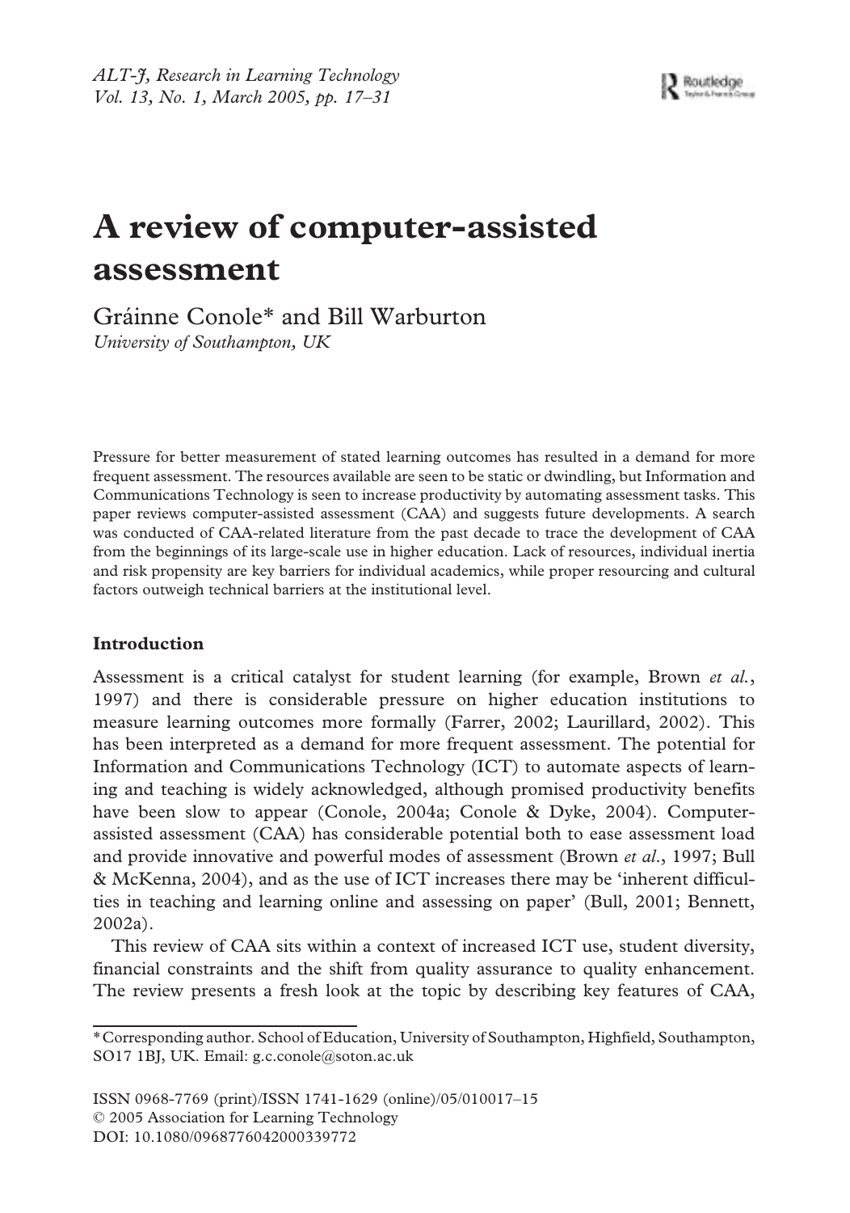# A review of computer-assisted assessment

Gráinne Conole* and Bill Warburton

*University of Southampton, UK*

Pressure for better measurement of stated learning outcomes has resulted in a demand for more frequent assessment. The resources available are seen to be static or dwindling, but Information and Communications Technology is seen to increase productivity by automating assessment tasks. This paper reviews computer-assisted assessment (CAA) and suggests future developments. A search was conducted of CAA-related literature from the past decade to trace the development of CAA from the beginnings of its large-scale use in higher education. Lack of resources, individual inertia and risk propensity are key barriers for individual academics, while proper resourcing and cultural factors outweigh technical barriers at the institutional level.

## Introduction

Assessment is a critical catalyst for student learning (for example, Brown *et al.*, 1997) and there is considerable pressure on higher education institutions to measure learning outcomes more formally (Farrer, 2002; Laurillard, 2002). This has been interpreted as a demand for more frequent assessment. The potential for Information and Communications Technology (ICT) to automate aspects of learning and teaching is widely acknowledged, although promised productivity benefits have been slow to appear (Conole, 2004a; Conole & Dyke, 2004). Computer-assisted assessment (CAA) has considerable potential both to ease assessment load and provide innovative and powerful modes of assessment (Brown *et al.*, 1997; Bull & McKenna, 2004), and as the use of ICT increases there may be 'inherent difficulties in teaching and learning online and assessing on paper' (Bull, 2001; Bennett, 2002a).

This review of CAA sits within a context of increased ICT use, student diversity, financial constraints and the shift from quality assurance to quality enhancement. The review presents a fresh look at the topic by describing key features of CAA,

---

*Corresponding author. School of Education, University of Southampton, Highfield, Southampton, SO17 1BJ, UK. Email: g.c.conole@soton.ac.uk

ISSN 0968-7769 (print)/ISSN 1741-1629 (online)/05/010017–15
© 2005 Association for Learning Technology
DOI: 10.1080/0968776042000339772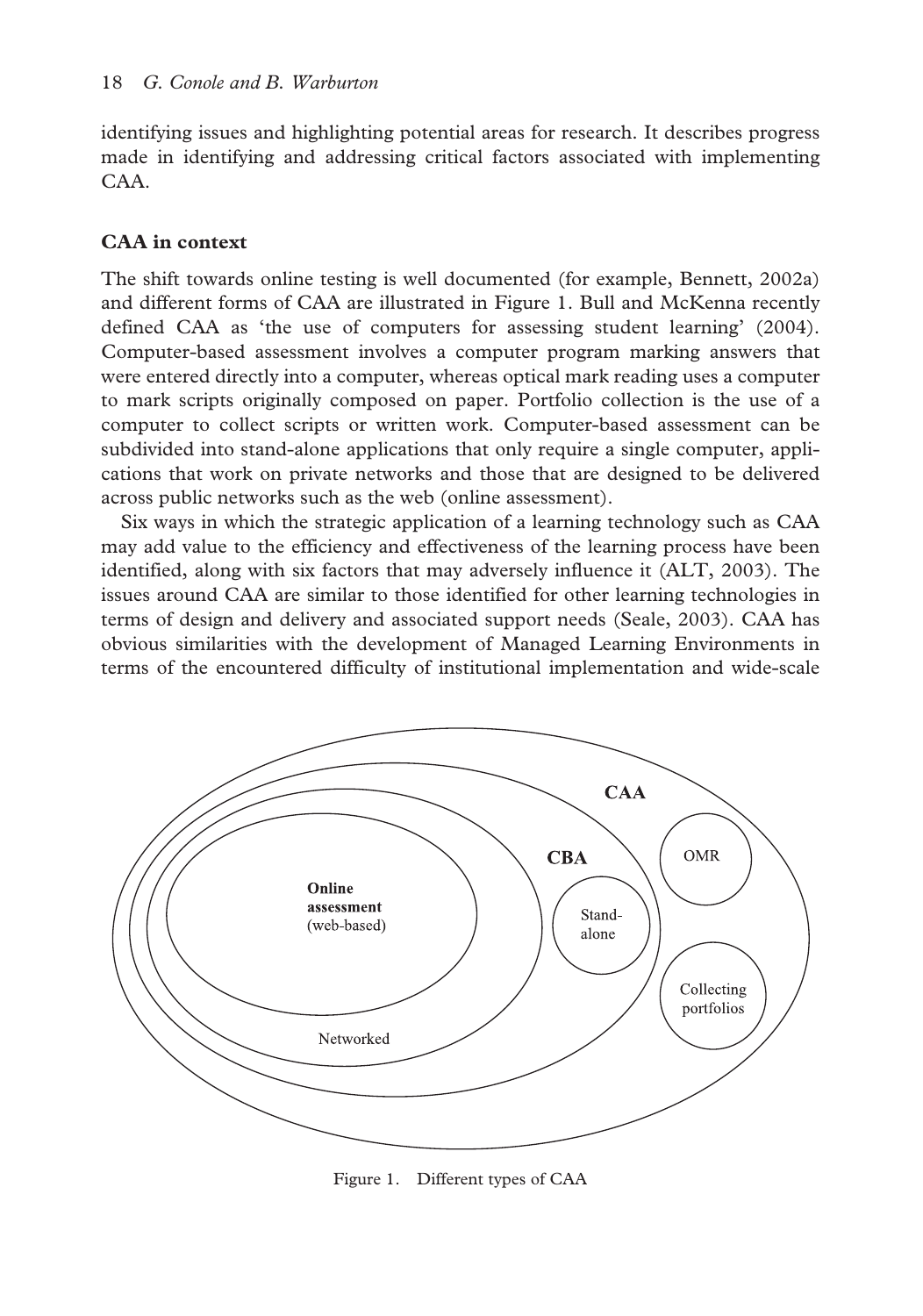identifying issues and highlighting potential areas for research. It describes progress made in identifying and addressing critical factors associated with implementing CAA.

## CAA in context

The shift towards online testing is well documented (for example, Bennett, 2002a) and different forms of CAA are illustrated in Figure 1. Bull and McKenna recently defined CAA as 'the use of computers for assessing student learning' (2004). Computer-based assessment involves a computer program marking answers that were entered directly into a computer, whereas optical mark reading uses a computer to mark scripts originally composed on paper. Portfolio collection is the use of a computer to collect scripts or written work. Computer-based assessment can be subdivided into stand-alone applications that only require a single computer, applications that work on private networks and those that are designed to be delivered across public networks such as the web (online assessment).

Six ways in which the strategic application of a learning technology such as CAA may add value to the efficiency and effectiveness of the learning process have been identified, along with six factors that may adversely influence it (ALT, 2003). The issues around CAA are similar to those identified for other learning technologies in terms of design and delivery and associated support needs (Seale, 2003). CAA has obvious similarities with the development of Managed Learning Environments in terms of the encountered difficulty of institutional implementation and wide-scale

Figure 1. Different types of CAA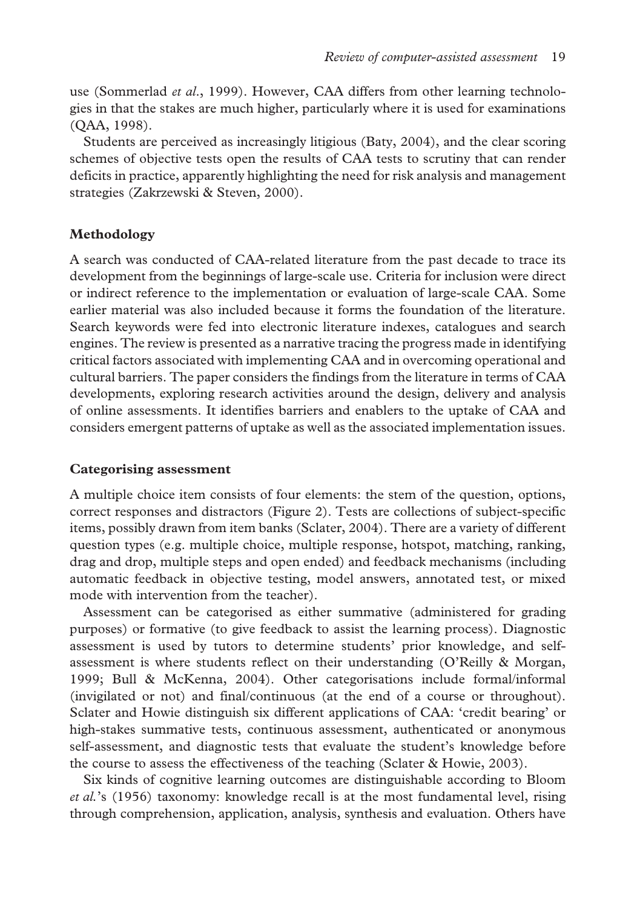use (Sommerlad *et al.*, 1999). However, CAA differs from other learning technologies in that the stakes are much higher, particularly where it is used for examinations (QAA, 1998).

Students are perceived as increasingly litigious (Baty, 2004), and the clear scoring schemes of objective tests open the results of CAA tests to scrutiny that can render deficits in practice, apparently highlighting the need for risk analysis and management strategies (Zakrzewski & Steven, 2000).

## Methodology

A search was conducted of CAA-related literature from the past decade to trace its development from the beginnings of large-scale use. Criteria for inclusion were direct or indirect reference to the implementation or evaluation of large-scale CAA. Some earlier material was also included because it forms the foundation of the literature. Search keywords were fed into electronic literature indexes, catalogues and search engines. The review is presented as a narrative tracing the progress made in identifying critical factors associated with implementing CAA and in overcoming operational and cultural barriers. The paper considers the findings from the literature in terms of CAA developments, exploring research activities around the design, delivery and analysis of online assessments. It identifies barriers and enablers to the uptake of CAA and considers emergent patterns of uptake as well as the associated implementation issues.

## Categorising assessment

A multiple choice item consists of four elements: the stem of the question, options, correct responses and distractors (Figure 2). Tests are collections of subject-specific items, possibly drawn from item banks (Sclater, 2004). There are a variety of different question types (e.g. multiple choice, multiple response, hotspot, matching, ranking, drag and drop, multiple steps and open ended) and feedback mechanisms (including automatic feedback in objective testing, model answers, annotated test, or mixed mode with intervention from the teacher).

Assessment can be categorised as either summative (administered for grading purposes) or formative (to give feedback to assist the learning process). Diagnostic assessment is used by tutors to determine students' prior knowledge, and self-assessment is where students reflect on their understanding (O'Reilly & Morgan, 1999; Bull & McKenna, 2004). Other categorisations include formal/informal (invigilated or not) and final/continuous (at the end of a course or throughout). Sclater and Howie distinguish six different applications of CAA: 'credit bearing' or high-stakes summative tests, continuous assessment, authenticated or anonymous self-assessment, and diagnostic tests that evaluate the student's knowledge before the course to assess the effectiveness of the teaching (Sclater & Howie, 2003).

Six kinds of cognitive learning outcomes are distinguishable according to Bloom *et al.*'s (1956) taxonomy: knowledge recall is at the most fundamental level, rising through comprehension, application, analysis, synthesis and evaluation. Others have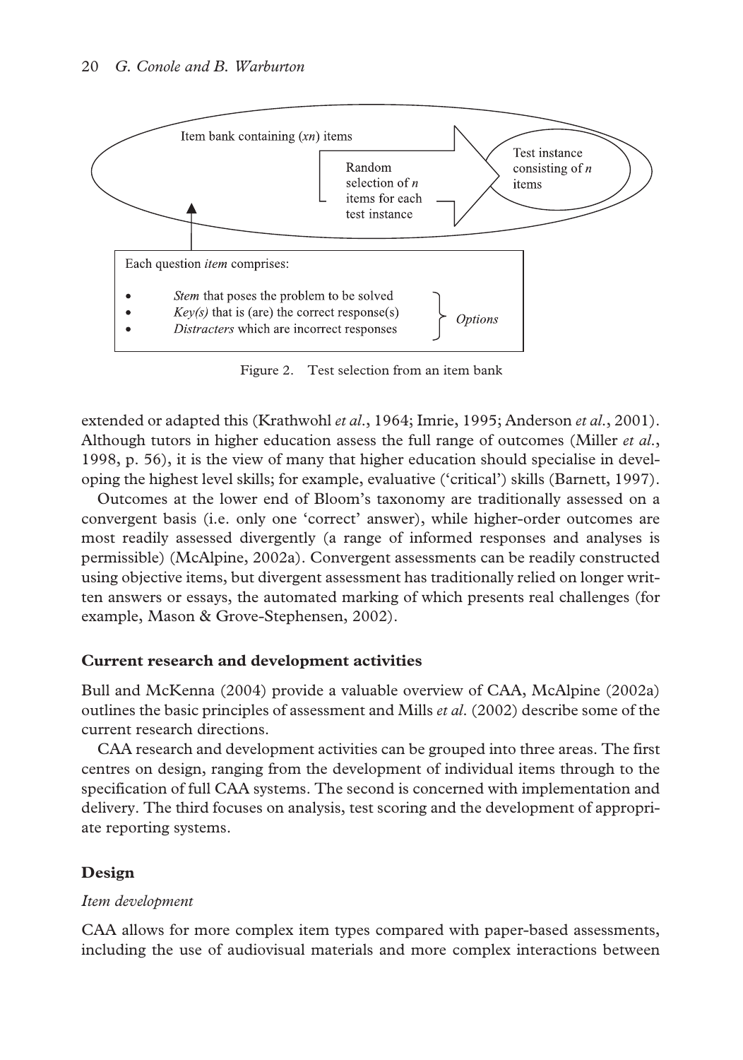Item bank containing ($xn$) items

Random selection of $n$ items for each test instance

Test instance consisting of $n$ items

Each question *item* comprises:

- *Stem* that poses the problem to be solved
- *Key(s)* that is (are) the correct response(s)
- *Distracters* which are incorrect responses

*Options*

Figure 2. Test selection from an item bank

extended or adapted this (Krathwohl *et al.*, 1964; Imrie, 1995; Anderson *et al.*, 2001). Although tutors in higher education assess the full range of outcomes (Miller *et al.*, 1998, p. 56), it is the view of many that higher education should specialise in developing the highest level skills; for example, evaluative ('critical') skills (Barnett, 1997).

Outcomes at the lower end of Bloom's taxonomy are traditionally assessed on a convergent basis (i.e. only one 'correct' answer), while higher-order outcomes are most readily assessed divergently (a range of informed responses and analyses is permissible) (McAlpine, 2002a). Convergent assessments can be readily constructed using objective items, but divergent assessment has traditionally relied on longer written answers or essays, the automated marking of which presents real challenges (for example, Mason & Grove-Stephensen, 2002).

## Current research and development activities

Bull and McKenna (2004) provide a valuable overview of CAA, McAlpine (2002a) outlines the basic principles of assessment and Mills *et al.* (2002) describe some of the current research directions.

CAA research and development activities can be grouped into three areas. The first centres on design, ranging from the development of individual items through to the specification of full CAA systems. The second is concerned with implementation and delivery. The third focuses on analysis, test scoring and the development of appropriate reporting systems.

## Design

### *Item development*

CAA allows for more complex item types compared with paper-based assessments, including the use of audiovisual materials and more complex interactions between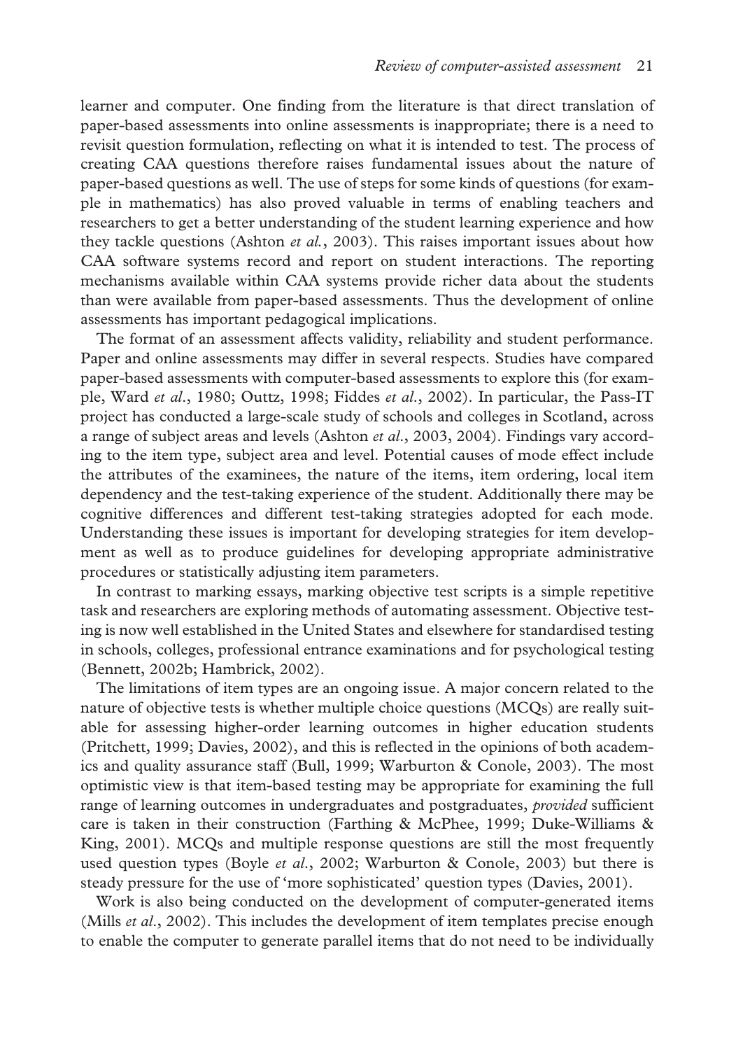learner and computer. One finding from the literature is that direct translation of paper-based assessments into online assessments is inappropriate; there is a need to revisit question formulation, reflecting on what it is intended to test. The process of creating CAA questions therefore raises fundamental issues about the nature of paper-based questions as well. The use of steps for some kinds of questions (for example in mathematics) has also proved valuable in terms of enabling teachers and researchers to get a better understanding of the student learning experience and how they tackle questions (Ashton *et al.*, 2003). This raises important issues about how CAA software systems record and report on student interactions. The reporting mechanisms available within CAA systems provide richer data about the students than were available from paper-based assessments. Thus the development of online assessments has important pedagogical implications.

The format of an assessment affects validity, reliability and student performance. Paper and online assessments may differ in several respects. Studies have compared paper-based assessments with computer-based assessments to explore this (for example, Ward *et al*., 1980; Outtz, 1998; Fiddes *et al*., 2002). In particular, the Pass-IT project has conducted a large-scale study of schools and colleges in Scotland, across a range of subject areas and levels (Ashton *et al*., 2003, 2004). Findings vary according to the item type, subject area and level. Potential causes of mode effect include the attributes of the examinees, the nature of the items, item ordering, local item dependency and the test-taking experience of the student. Additionally there may be cognitive differences and different test-taking strategies adopted for each mode. Understanding these issues is important for developing strategies for item development as well as to produce guidelines for developing appropriate administrative procedures or statistically adjusting item parameters.

In contrast to marking essays, marking objective test scripts is a simple repetitive task and researchers are exploring methods of automating assessment. Objective testing is now well established in the United States and elsewhere for standardised testing in schools, colleges, professional entrance examinations and for psychological testing (Bennett, 2002b; Hambrick, 2002).

The limitations of item types are an ongoing issue. A major concern related to the nature of objective tests is whether multiple choice questions (MCQs) are really suitable for assessing higher-order learning outcomes in higher education students (Pritchett, 1999; Davies, 2002), and this is reflected in the opinions of both academics and quality assurance staff (Bull, 1999; Warburton & Conole, 2003). The most optimistic view is that item-based testing may be appropriate for examining the full range of learning outcomes in undergraduates and postgraduates, *provided* sufficient care is taken in their construction (Farthing & McPhee, 1999; Duke-Williams & King, 2001). MCQs and multiple response questions are still the most frequently used question types (Boyle *et al.*, 2002; Warburton & Conole, 2003) but there is steady pressure for the use of 'more sophisticated' question types (Davies, 2001).

Work is also being conducted on the development of computer-generated items (Mills *et al*., 2002). This includes the development of item templates precise enough to enable the computer to generate parallel items that do not need to be individually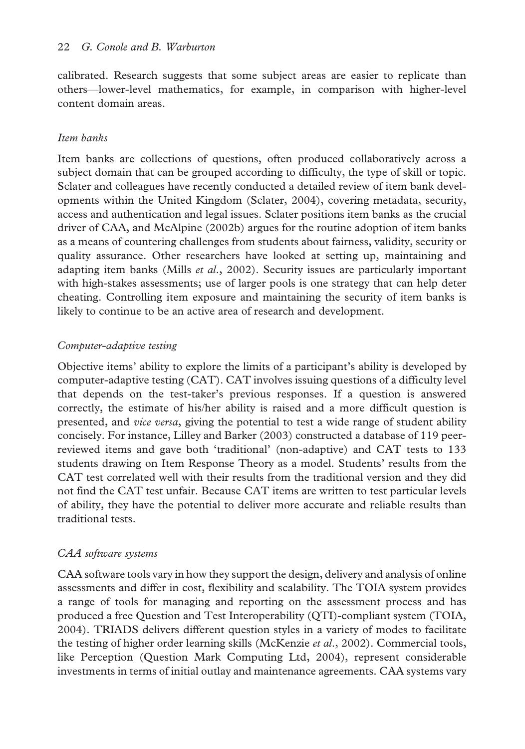calibrated. Research suggests that some subject areas are easier to replicate than others—lower-level mathematics, for example, in comparison with higher-level content domain areas.

### *Item banks*

Item banks are collections of questions, often produced collaboratively across a subject domain that can be grouped according to difficulty, the type of skill or topic. Sclater and colleagues have recently conducted a detailed review of item bank developments within the United Kingdom (Sclater, 2004), covering metadata, security, access and authentication and legal issues. Sclater positions item banks as the crucial driver of CAA, and McAlpine (2002b) argues for the routine adoption of item banks as a means of countering challenges from students about fairness, validity, security or quality assurance. Other researchers have looked at setting up, maintaining and adapting item banks (Mills *et al*., 2002). Security issues are particularly important with high-stakes assessments; use of larger pools is one strategy that can help deter cheating. Controlling item exposure and maintaining the security of item banks is likely to continue to be an active area of research and development.

### *Computer-adaptive testing*

Objective items' ability to explore the limits of a participant's ability is developed by computer-adaptive testing (CAT). CAT involves issuing questions of a difficulty level that depends on the test-taker's previous responses. If a question is answered correctly, the estimate of his/her ability is raised and a more difficult question is presented, and *vice versa*, giving the potential to test a wide range of student ability concisely. For instance, Lilley and Barker (2003) constructed a database of 119 peer-reviewed items and gave both 'traditional' (non-adaptive) and CAT tests to 133 students drawing on Item Response Theory as a model. Students' results from the CAT test correlated well with their results from the traditional version and they did not find the CAT test unfair. Because CAT items are written to test particular levels of ability, they have the potential to deliver more accurate and reliable results than traditional tests.

### *CAA software systems*

CAA software tools vary in how they support the design, delivery and analysis of online assessments and differ in cost, flexibility and scalability. The TOIA system provides a range of tools for managing and reporting on the assessment process and has produced a free Question and Test Interoperability (QTI)-compliant system (TOIA, 2004). TRIADS delivers different question styles in a variety of modes to facilitate the testing of higher order learning skills (McKenzie *et al*., 2002). Commercial tools, like Perception (Question Mark Computing Ltd, 2004), represent considerable investments in terms of initial outlay and maintenance agreements. CAA systems vary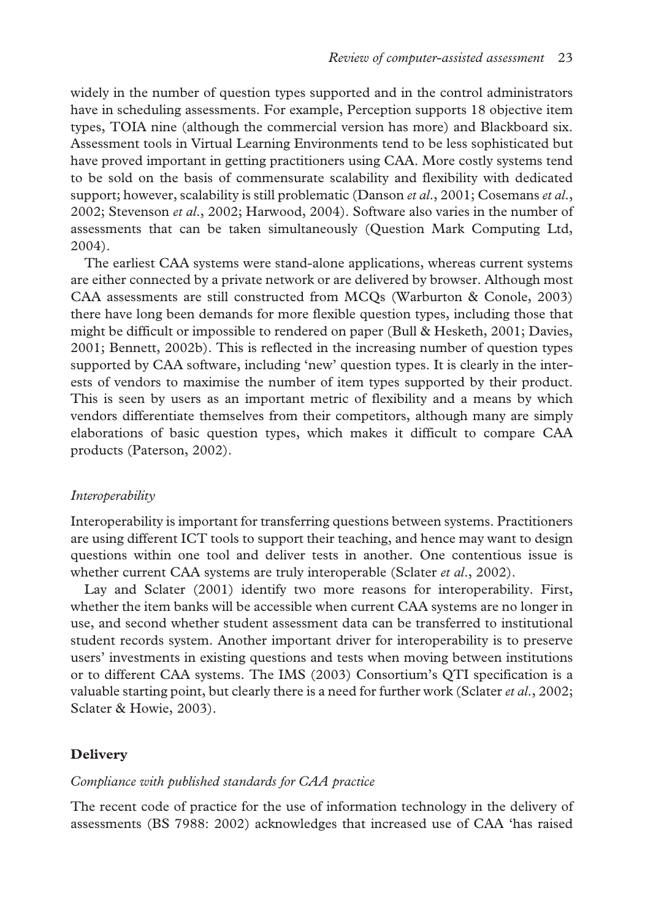widely in the number of question types supported and in the control administrators have in scheduling assessments. For example, Perception supports 18 objective item types, TOIA nine (although the commercial version has more) and Blackboard six. Assessment tools in Virtual Learning Environments tend to be less sophisticated but have proved important in getting practitioners using CAA. More costly systems tend to be sold on the basis of commensurate scalability and flexibility with dedicated support; however, scalability is still problematic (Danson *et al.*, 2001; Cosemans *et al.*, 2002; Stevenson *et al.*, 2002; Harwood, 2004). Software also varies in the number of assessments that can be taken simultaneously (Question Mark Computing Ltd, 2004).

The earliest CAA systems were stand-alone applications, whereas current systems are either connected by a private network or are delivered by browser. Although most CAA assessments are still constructed from MCQs (Warburton & Conole, 2003) there have long been demands for more flexible question types, including those that might be difficult or impossible to rendered on paper (Bull & Hesketh, 2001; Davies, 2001; Bennett, 2002b). This is reflected in the increasing number of question types supported by CAA software, including 'new' question types. It is clearly in the interests of vendors to maximise the number of item types supported by their product. This is seen by users as an important metric of flexibility and a means by which vendors differentiate themselves from their competitors, although many are simply elaborations of basic question types, which makes it difficult to compare CAA products (Paterson, 2002).

### *Interoperability*

Interoperability is important for transferring questions between systems. Practitioners are using different ICT tools to support their teaching, and hence may want to design questions within one tool and deliver tests in another. One contentious issue is whether current CAA systems are truly interoperable (Sclater *et al.*, 2002).

Lay and Sclater (2001) identify two more reasons for interoperability. First, whether the item banks will be accessible when current CAA systems are no longer in use, and second whether student assessment data can be transferred to institutional student records system. Another important driver for interoperability is to preserve users' investments in existing questions and tests when moving between institutions or to different CAA systems. The IMS (2003) Consortium's QTI specification is a valuable starting point, but clearly there is a need for further work (Sclater *et al.*, 2002; Sclater & Howie, 2003).

## **Delivery**

### *Compliance with published standards for CAA practice*

The recent code of practice for the use of information technology in the delivery of assessments (BS 7988: 2002) acknowledges that increased use of CAA 'has raised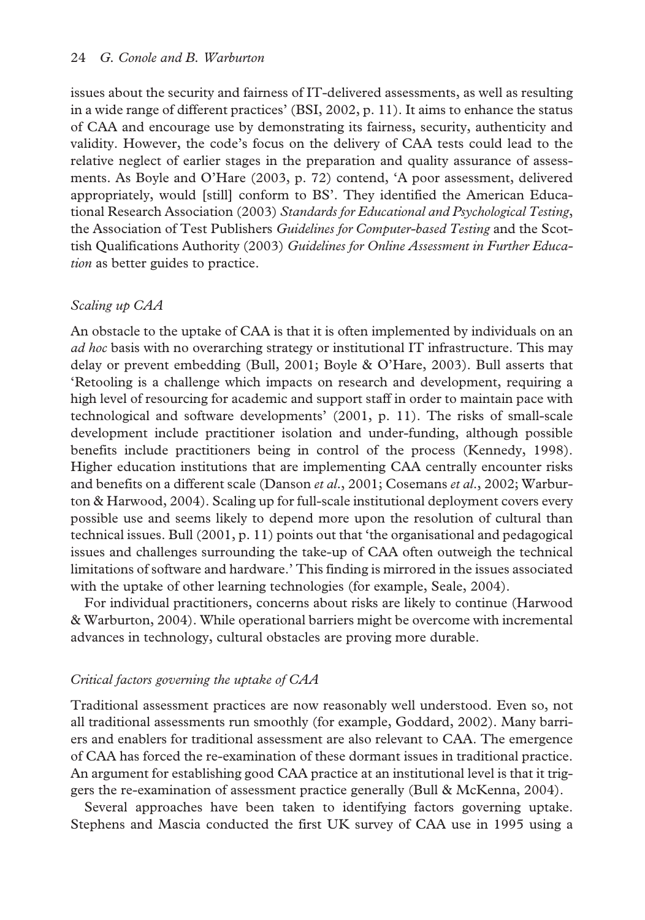issues about the security and fairness of IT-delivered assessments, as well as resulting in a wide range of different practices' (BSI, 2002, p. 11). It aims to enhance the status of CAA and encourage use by demonstrating its fairness, security, authenticity and validity. However, the code's focus on the delivery of CAA tests could lead to the relative neglect of earlier stages in the preparation and quality assurance of assessments. As Boyle and O'Hare (2003, p. 72) contend, 'A poor assessment, delivered appropriately, would [still] conform to BS'. They identified the American Educational Research Association (2003) *Standards for Educational and Psychological Testing*, the Association of Test Publishers *Guidelines for Computer-based Testing* and the Scottish Qualifications Authority (2003) *Guidelines for Online Assessment in Further Education* as better guides to practice.

### *Scaling up CAA*

An obstacle to the uptake of CAA is that it is often implemented by individuals on an *ad hoc* basis with no overarching strategy or institutional IT infrastructure. This may delay or prevent embedding (Bull, 2001; Boyle & O'Hare, 2003). Bull asserts that 'Retooling is a challenge which impacts on research and development, requiring a high level of resourcing for academic and support staff in order to maintain pace with technological and software developments' (2001, p. 11). The risks of small-scale development include practitioner isolation and under-funding, although possible benefits include practitioners being in control of the process (Kennedy, 1998). Higher education institutions that are implementing CAA centrally encounter risks and benefits on a different scale (Danson *et al*., 2001; Cosemans *et al*., 2002; Warburton & Harwood, 2004). Scaling up for full-scale institutional deployment covers every possible use and seems likely to depend more upon the resolution of cultural than technical issues. Bull (2001, p. 11) points out that 'the organisational and pedagogical issues and challenges surrounding the take-up of CAA often outweigh the technical limitations of software and hardware.' This finding is mirrored in the issues associated with the uptake of other learning technologies (for example, Seale, 2004).

For individual practitioners, concerns about risks are likely to continue (Harwood & Warburton, 2004). While operational barriers might be overcome with incremental advances in technology, cultural obstacles are proving more durable.

### *Critical factors governing the uptake of CAA*

Traditional assessment practices are now reasonably well understood. Even so, not all traditional assessments run smoothly (for example, Goddard, 2002). Many barriers and enablers for traditional assessment are also relevant to CAA. The emergence of CAA has forced the re-examination of these dormant issues in traditional practice. An argument for establishing good CAA practice at an institutional level is that it triggers the re-examination of assessment practice generally (Bull & McKenna, 2004).

Several approaches have been taken to identifying factors governing uptake. Stephens and Mascia conducted the first UK survey of CAA use in 1995 using a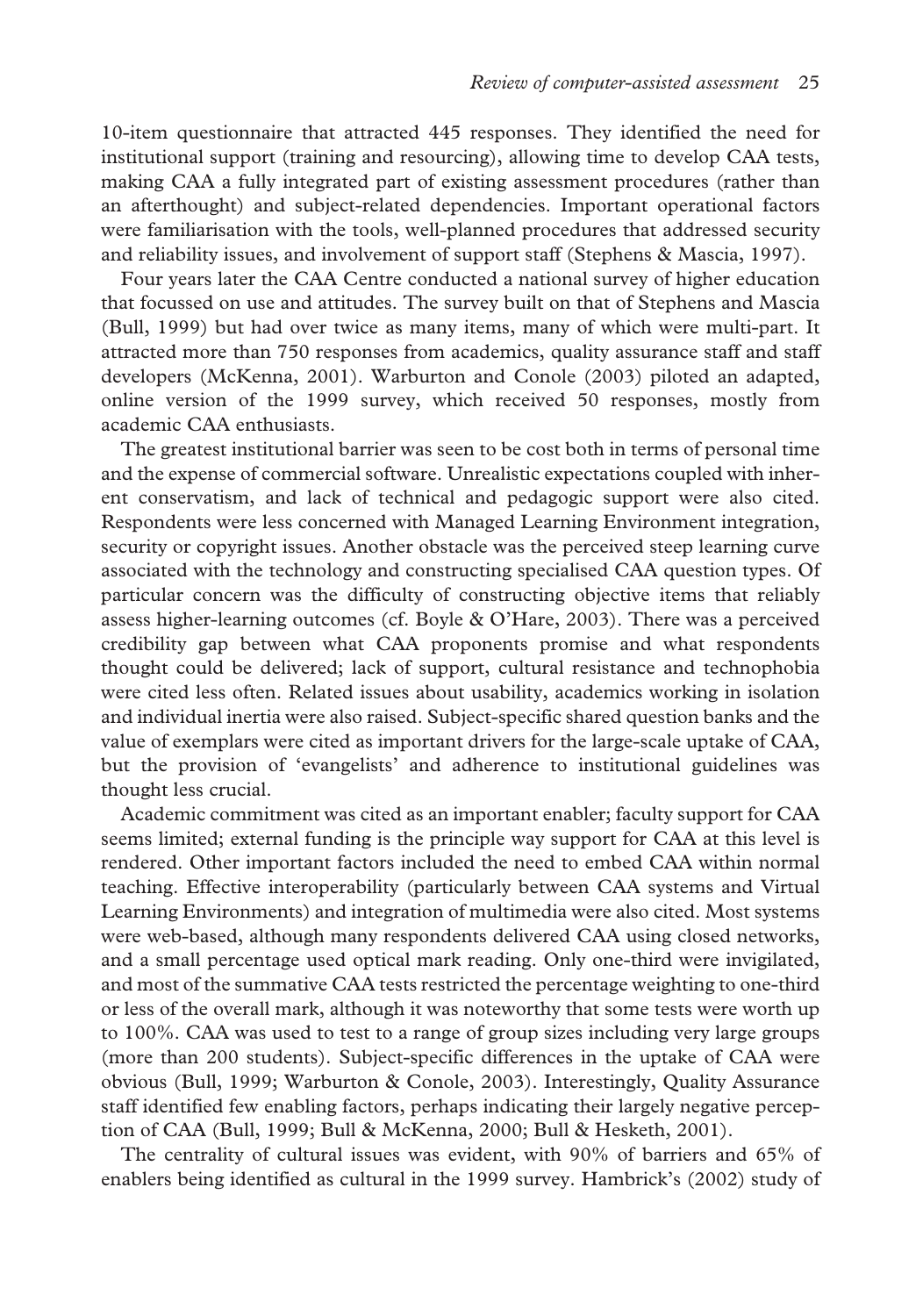10-item questionnaire that attracted 445 responses. They identified the need for institutional support (training and resourcing), allowing time to develop CAA tests, making CAA a fully integrated part of existing assessment procedures (rather than an afterthought) and subject-related dependencies. Important operational factors were familiarisation with the tools, well-planned procedures that addressed security and reliability issues, and involvement of support staff (Stephens & Mascia, 1997).

Four years later the CAA Centre conducted a national survey of higher education that focussed on use and attitudes. The survey built on that of Stephens and Mascia (Bull, 1999) but had over twice as many items, many of which were multi-part. It attracted more than 750 responses from academics, quality assurance staff and staff developers (McKenna, 2001). Warburton and Conole (2003) piloted an adapted, online version of the 1999 survey, which received 50 responses, mostly from academic CAA enthusiasts.

The greatest institutional barrier was seen to be cost both in terms of personal time and the expense of commercial software. Unrealistic expectations coupled with inherent conservatism, and lack of technical and pedagogic support were also cited. Respondents were less concerned with Managed Learning Environment integration, security or copyright issues. Another obstacle was the perceived steep learning curve associated with the technology and constructing specialised CAA question types. Of particular concern was the difficulty of constructing objective items that reliably assess higher-learning outcomes (cf. Boyle & O'Hare, 2003). There was a perceived credibility gap between what CAA proponents promise and what respondents thought could be delivered; lack of support, cultural resistance and technophobia were cited less often. Related issues about usability, academics working in isolation and individual inertia were also raised. Subject-specific shared question banks and the value of exemplars were cited as important drivers for the large-scale uptake of CAA, but the provision of 'evangelists' and adherence to institutional guidelines was thought less crucial.

Academic commitment was cited as an important enabler; faculty support for CAA seems limited; external funding is the principle way support for CAA at this level is rendered. Other important factors included the need to embed CAA within normal teaching. Effective interoperability (particularly between CAA systems and Virtual Learning Environments) and integration of multimedia were also cited. Most systems were web-based, although many respondents delivered CAA using closed networks, and a small percentage used optical mark reading. Only one-third were invigilated, and most of the summative CAA tests restricted the percentage weighting to one-third or less of the overall mark, although it was noteworthy that some tests were worth up to 100%. CAA was used to test to a range of group sizes including very large groups (more than 200 students). Subject-specific differences in the uptake of CAA were obvious (Bull, 1999; Warburton & Conole, 2003). Interestingly, Quality Assurance staff identified few enabling factors, perhaps indicating their largely negative perception of CAA (Bull, 1999; Bull & McKenna, 2000; Bull & Hesketh, 2001).

The centrality of cultural issues was evident, with 90% of barriers and 65% of enablers being identified as cultural in the 1999 survey. Hambrick's (2002) study of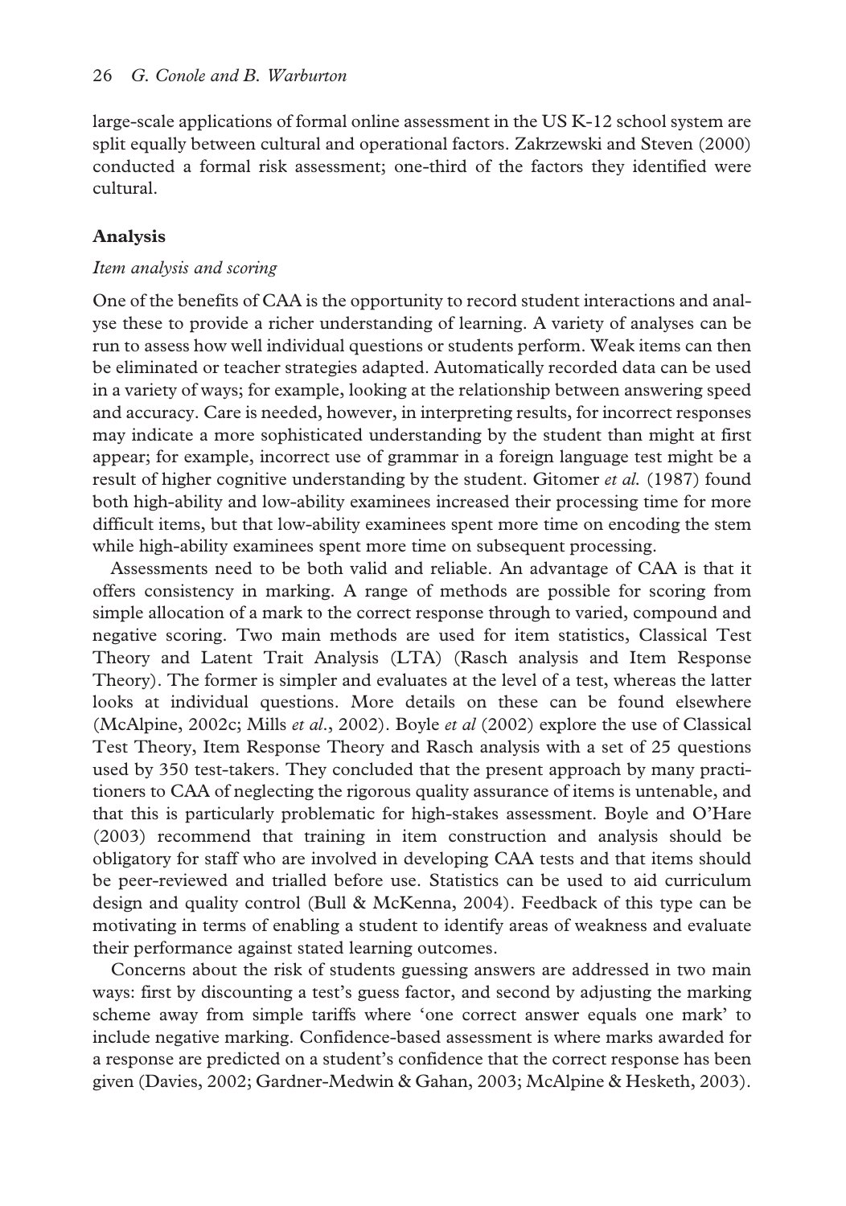large-scale applications of formal online assessment in the US K-12 school system are split equally between cultural and operational factors. Zakrzewski and Steven (2000) conducted a formal risk assessment; one-third of the factors they identified were cultural.

## Analysis

### *Item analysis and scoring*

One of the benefits of CAA is the opportunity to record student interactions and analyse these to provide a richer understanding of learning. A variety of analyses can be run to assess how well individual questions or students perform. Weak items can then be eliminated or teacher strategies adapted. Automatically recorded data can be used in a variety of ways; for example, looking at the relationship between answering speed and accuracy. Care is needed, however, in interpreting results, for incorrect responses may indicate a more sophisticated understanding by the student than might at first appear; for example, incorrect use of grammar in a foreign language test might be a result of higher cognitive understanding by the student. Gitomer *et al.* (1987) found both high-ability and low-ability examinees increased their processing time for more difficult items, but that low-ability examinees spent more time on encoding the stem while high-ability examinees spent more time on subsequent processing.

Assessments need to be both valid and reliable. An advantage of CAA is that it offers consistency in marking. A range of methods are possible for scoring from simple allocation of a mark to the correct response through to varied, compound and negative scoring. Two main methods are used for item statistics, Classical Test Theory and Latent Trait Analysis (LTA) (Rasch analysis and Item Response Theory). The former is simpler and evaluates at the level of a test, whereas the latter looks at individual questions. More details on these can be found elsewhere (McAlpine, 2002c; Mills *et al*., 2002). Boyle *et al* (2002) explore the use of Classical Test Theory, Item Response Theory and Rasch analysis with a set of 25 questions used by 350 test-takers. They concluded that the present approach by many practitioners to CAA of neglecting the rigorous quality assurance of items is untenable, and that this is particularly problematic for high-stakes assessment. Boyle and O'Hare (2003) recommend that training in item construction and analysis should be obligatory for staff who are involved in developing CAA tests and that items should be peer-reviewed and trialled before use. Statistics can be used to aid curriculum design and quality control (Bull & McKenna, 2004). Feedback of this type can be motivating in terms of enabling a student to identify areas of weakness and evaluate their performance against stated learning outcomes.

Concerns about the risk of students guessing answers are addressed in two main ways: first by discounting a test's guess factor, and second by adjusting the marking scheme away from simple tariffs where 'one correct answer equals one mark' to include negative marking. Confidence-based assessment is where marks awarded for a response are predicted on a student's confidence that the correct response has been given (Davies, 2002; Gardner-Medwin & Gahan, 2003; McAlpine & Hesketh, 2003).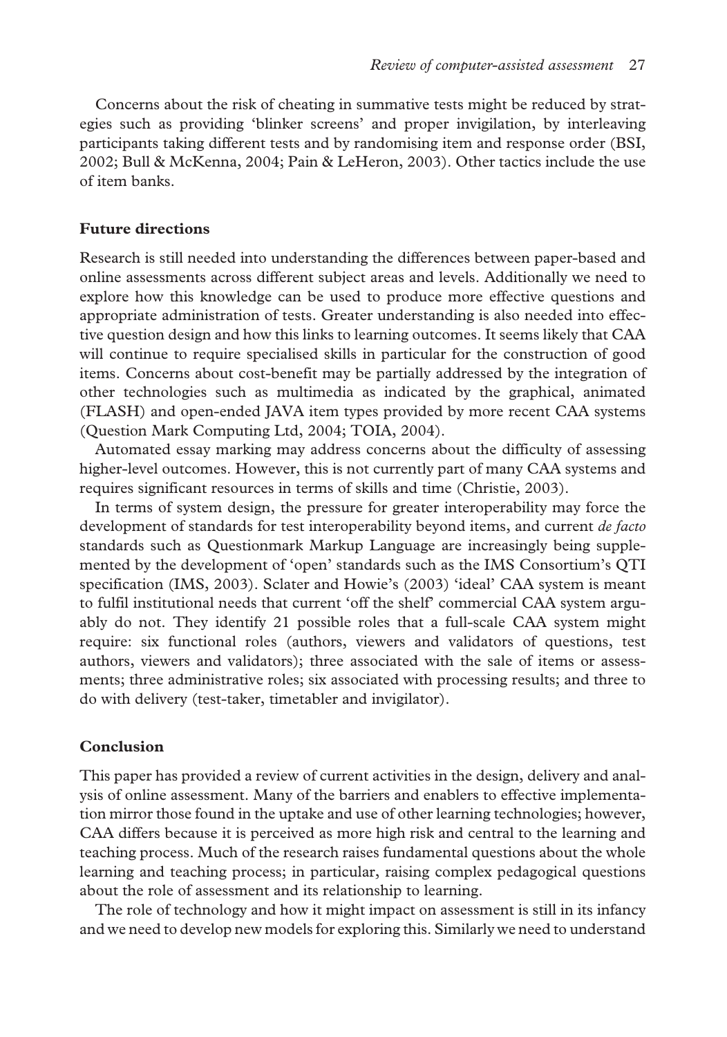Concerns about the risk of cheating in summative tests might be reduced by strategies such as providing 'blinker screens' and proper invigilation, by interleaving participants taking different tests and by randomising item and response order (BSI, 2002; Bull & McKenna, 2004; Pain & LeHeron, 2003). Other tactics include the use of item banks.

## Future directions

Research is still needed into understanding the differences between paper-based and online assessments across different subject areas and levels. Additionally we need to explore how this knowledge can be used to produce more effective questions and appropriate administration of tests. Greater understanding is also needed into effective question design and how this links to learning outcomes. It seems likely that CAA will continue to require specialised skills in particular for the construction of good items. Concerns about cost-benefit may be partially addressed by the integration of other technologies such as multimedia as indicated by the graphical, animated (FLASH) and open-ended JAVA item types provided by more recent CAA systems (Question Mark Computing Ltd, 2004; TOIA, 2004).

Automated essay marking may address concerns about the difficulty of assessing higher-level outcomes. However, this is not currently part of many CAA systems and requires significant resources in terms of skills and time (Christie, 2003).

In terms of system design, the pressure for greater interoperability may force the development of standards for test interoperability beyond items, and current *de facto* standards such as Questionmark Markup Language are increasingly being supplemented by the development of 'open' standards such as the IMS Consortium's QTI specification (IMS, 2003). Sclater and Howie's (2003) 'ideal' CAA system is meant to fulfil institutional needs that current 'off the shelf' commercial CAA system arguably do not. They identify 21 possible roles that a full-scale CAA system might require: six functional roles (authors, viewers and validators of questions, test authors, viewers and validators); three associated with the sale of items or assessments; three administrative roles; six associated with processing results; and three to do with delivery (test-taker, timetabler and invigilator).

## Conclusion

This paper has provided a review of current activities in the design, delivery and analysis of online assessment. Many of the barriers and enablers to effective implementation mirror those found in the uptake and use of other learning technologies; however, CAA differs because it is perceived as more high risk and central to the learning and teaching process. Much of the research raises fundamental questions about the whole learning and teaching process; in particular, raising complex pedagogical questions about the role of assessment and its relationship to learning.

The role of technology and how it might impact on assessment is still in its infancy and we need to develop new models for exploring this. Similarly we need to understand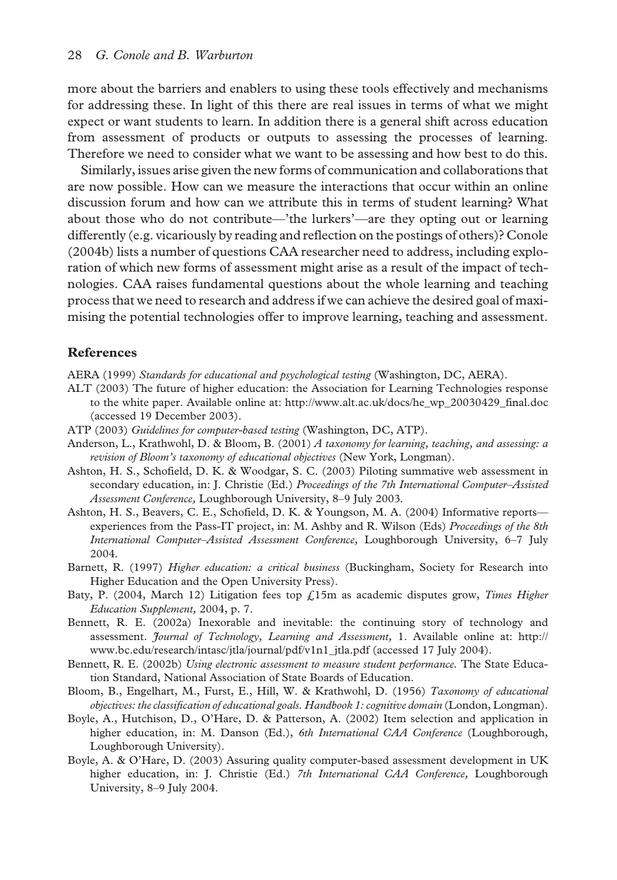more about the barriers and enablers to using these tools effectively and mechanisms for addressing these. In light of this there are real issues in terms of what we might expect or want students to learn. In addition there is a general shift across education from assessment of products or outputs to assessing the processes of learning. Therefore we need to consider what we want to be assessing and how best to do this.

Similarly, issues arise given the new forms of communication and collaborations that are now possible. How can we measure the interactions that occur within an online discussion forum and how can we attribute this in terms of student learning? What about those who do not contribute—'the lurkers'—are they opting out or learning differently (e.g. vicariously by reading and reflection on the postings of others)? Conole (2004b) lists a number of questions CAA researcher need to address, including exploration of which new forms of assessment might arise as a result of the impact of technologies. CAA raises fundamental questions about the whole learning and teaching process that we need to research and address if we can achieve the desired goal of maximising the potential technologies offer to improve learning, teaching and assessment.

## References

AERA (1999) *Standards for educational and psychological testing* (Washington, DC, AERA).

ALT (2003) The future of higher education: the Association for Learning Technologies response to the white paper. Available online at: http://www.alt.ac.uk/docs/he_wp_20030429_final.doc (accessed 19 December 2003).

ATP (2003) *Guidelines for computer-based testing* (Washington, DC, ATP).

Anderson, L., Krathwohl, D. & Bloom, B. (2001) *A taxonomy for learning, teaching, and assessing: a revision of Bloom's taxonomy of educational objectives* (New York, Longman).

Ashton, H. S., Schofield, D. K. & Woodgar, S. C. (2003) Piloting summative web assessment in secondary education, in: J. Christie (Ed.) *Proceedings of the 7th International Computer–Assisted Assessment Conference,* Loughborough University, 8–9 July 2003.

Ashton, H. S., Beavers, C. E., Schofield, D. K. & Youngson, M. A. (2004) Informative reports—experiences from the Pass-IT project, in: M. Ashby and R. Wilson (Eds) *Proceedings of the 8th International Computer–Assisted Assessment Conference,* Loughborough University, 6–7 July 2004.

Barnett, R. (1997) *Higher education: a critical business* (Buckingham, Society for Research into Higher Education and the Open University Press).

Baty, P. (2004, March 12) Litigation fees top £15m as academic disputes grow, *Times Higher Education Supplement,* 2004, p. 7.

Bennett, R. E. (2002a) Inexorable and inevitable: the continuing story of technology and assessment. *Journal of Technology, Learning and Assessment,* 1. Available online at: http://www.bc.edu/research/intasc/jtla/journal/pdf/v1n1_jtla.pdf (accessed 17 July 2004).

Bennett, R. E. (2002b) *Using electronic assessment to measure student performance.* The State Education Standard, National Association of State Boards of Education.

Bloom, B., Engelhart, M., Furst, E., Hill, W. & Krathwohl, D. (1956) *Taxonomy of educational objectives: the classification of educational goals. Handbook 1: cognitive domain* (London, Longman).

Boyle, A., Hutchison, D., O'Hare, D. & Patterson, A. (2002) Item selection and application in higher education, in: M. Danson (Ed.), *6th International CAA Conference* (Loughborough, Loughborough University).

Boyle, A. & O'Hare, D. (2003) Assuring quality computer-based assessment development in UK higher education, in: J. Christie (Ed.) *7th International CAA Conference,* Loughborough University, 8–9 July 2004.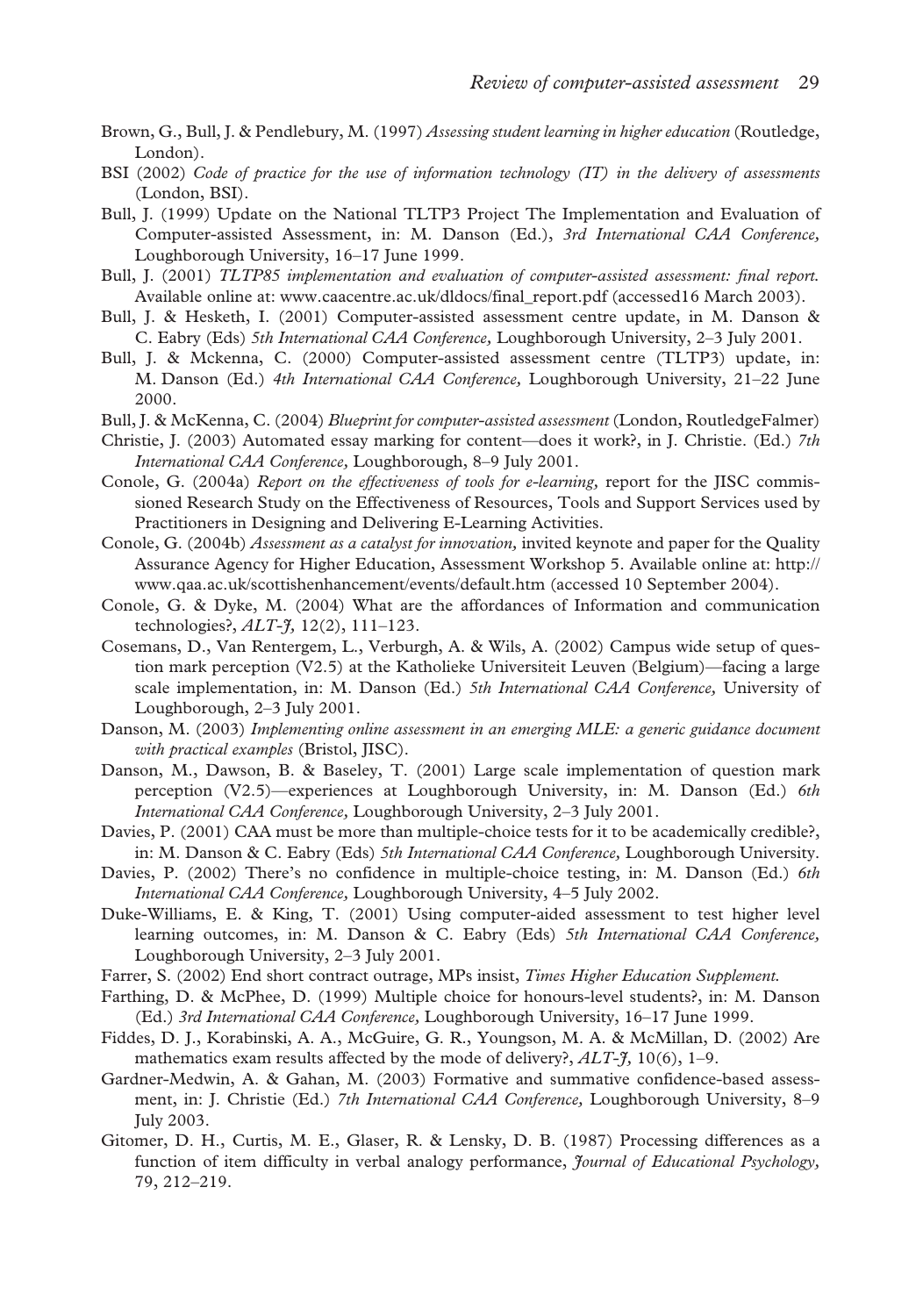Brown, G., Bull, J. & Pendlebury, M. (1997) *Assessing student learning in higher education* (Routledge, London).

BSI (2002) *Code of practice for the use of information technology (IT) in the delivery of assessments* (London, BSI).

Bull, J. (1999) Update on the National TLTP3 Project The Implementation and Evaluation of Computer-assisted Assessment, in: M. Danson (Ed.), *3rd International CAA Conference,* Loughborough University, 16–17 June 1999.

Bull, J. (2001) *TLTP85 implementation and evaluation of computer-assisted assessment: final report.* Available online at: www.caacentre.ac.uk/dldocs/final_report.pdf (accessed16 March 2003).

Bull, J. & Hesketh, I. (2001) Computer-assisted assessment centre update, in M. Danson & C. Eabry (Eds) *5th International CAA Conference,* Loughborough University, 2–3 July 2001.

Bull, J. & Mckenna, C. (2000) Computer-assisted assessment centre (TLTP3) update, in: M. Danson (Ed.) *4th International CAA Conference,* Loughborough University, 21–22 June 2000.

Bull, J. & McKenna, C. (2004) *Blueprint for computer-assisted assessment* (London, RoutledgeFalmer)

Christie, J. (2003) Automated essay marking for content—does it work?, in J. Christie. (Ed.) *7th International CAA Conference,* Loughborough, 8–9 July 2001.

Conole, G. (2004a) *Report on the effectiveness of tools for e-learning,* report for the JISC commissioned Research Study on the Effectiveness of Resources, Tools and Support Services used by Practitioners in Designing and Delivering E-Learning Activities.

Conole, G. (2004b) *Assessment as a catalyst for innovation,* invited keynote and paper for the Quality Assurance Agency for Higher Education, Assessment Workshop 5. Available online at: http://www.qaa.ac.uk/scottishenhancement/events/default.htm (accessed 10 September 2004).

Conole, G. & Dyke, M. (2004) What are the affordances of Information and communication technologies?, *ALT-J,* 12(2), 111–123.

Cosemans, D., Van Rentergem, L., Verburgh, A. & Wils, A. (2002) Campus wide setup of question mark perception (V2.5) at the Katholieke Universiteit Leuven (Belgium)—facing a large scale implementation, in: M. Danson (Ed.) *5th International CAA Conference,* University of Loughborough, 2–3 July 2001.

Danson, M. (2003) *Implementing online assessment in an emerging MLE: a generic guidance document with practical examples* (Bristol, JISC).

Danson, M., Dawson, B. & Baseley, T. (2001) Large scale implementation of question mark perception (V2.5)—experiences at Loughborough University, in: M. Danson (Ed.) *6th International CAA Conference,* Loughborough University, 2–3 July 2001.

Davies, P. (2001) CAA must be more than multiple-choice tests for it to be academically credible?, in: M. Danson & C. Eabry (Eds) *5th International CAA Conference,* Loughborough University.

Davies, P. (2002) There's no confidence in multiple-choice testing, in: M. Danson (Ed.) *6th International CAA Conference,* Loughborough University, 4–5 July 2002.

Duke-Williams, E. & King, T. (2001) Using computer-aided assessment to test higher level learning outcomes, in: M. Danson & C. Eabry (Eds) *5th International CAA Conference,* Loughborough University, 2–3 July 2001.

Farrer, S. (2002) End short contract outrage, MPs insist, *Times Higher Education Supplement.*

Farthing, D. & McPhee, D. (1999) Multiple choice for honours-level students?, in: M. Danson (Ed.) *3rd International CAA Conference,* Loughborough University, 16–17 June 1999.

Fiddes, D. J., Korabinski, A. A., McGuire, G. R., Youngson, M. A. & McMillan, D. (2002) Are mathematics exam results affected by the mode of delivery?, *ALT-J,* 10(6), 1–9.

Gardner-Medwin, A. & Gahan, M. (2003) Formative and summative confidence-based assessment, in: J. Christie (Ed.) *7th International CAA Conference,* Loughborough University, 8–9 July 2003.

Gitomer, D. H., Curtis, M. E., Glaser, R. & Lensky, D. B. (1987) Processing differences as a function of item difficulty in verbal analogy performance, *Journal of Educational Psychology,* 79, 212–219.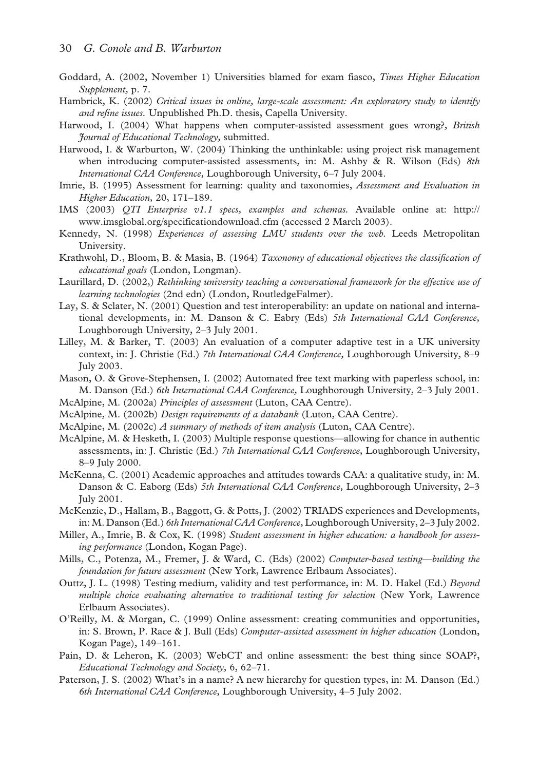Goddard, A. (2002, November 1) Universities blamed for exam fiasco, *Times Higher Education Supplement,* p. 7.

Hambrick, K. (2002) *Critical issues in online, large-scale assessment: An exploratory study to identify and refine issues.* Unpublished Ph.D. thesis, Capella University.

Harwood, I. (2004) What happens when computer-assisted assessment goes wrong?, *British Journal of Educational Technology,* submitted.

Harwood, I. & Warburton, W. (2004) Thinking the unthinkable: using project risk management when introducing computer-assisted assessments, in: M. Ashby & R. Wilson (Eds) *8th International CAA Conference,* Loughborough University, 6–7 July 2004.

Imrie, B. (1995) Assessment for learning: quality and taxonomies, *Assessment and Evaluation in Higher Education,* 20, 171–189.

IMS (2003) *QTI Enterprise v1.1 specs, examples and schemas.* Available online at: http://www.imsglobal.org/specificationdownload.cfm (accessed 2 March 2003).

Kennedy, N. (1998) *Experiences of assessing LMU students over the web.* Leeds Metropolitan University.

Krathwohl, D., Bloom, B. & Masia, B. (1964) *Taxonomy of educational objectives the classification of educational goals* (London, Longman).

Laurillard, D. (2002,) *Rethinking university teaching a conversational framework for the effective use of learning technologies* (2nd edn) (London, RoutledgeFalmer).

Lay, S. & Sclater, N. (2001) Question and test interoperability: an update on national and international developments, in: M. Danson & C. Eabry (Eds) *5th International CAA Conference,* Loughborough University, 2–3 July 2001.

Lilley, M. & Barker, T. (2003) An evaluation of a computer adaptive test in a UK university context, in: J. Christie (Ed.) *7th International CAA Conference,* Loughborough University, 8–9 July 2003.

Mason, O. & Grove-Stephensen, I. (2002) Automated free text marking with paperless school, in: M. Danson (Ed.) *6th International CAA Conference,* Loughborough University, 2–3 July 2001.

McAlpine, M. (2002a) *Principles of assessment* (Luton, CAA Centre).

McAlpine, M. (2002b) *Design requirements of a databank* (Luton, CAA Centre).

McAlpine, M. (2002c) *A summary of methods of item analysis* (Luton, CAA Centre).

McAlpine, M. & Hesketh, I. (2003) Multiple response questions—allowing for chance in authentic assessments, in: J. Christie (Ed.) *7th International CAA Conference,* Loughborough University, 8–9 July 2000.

McKenna, C. (2001) Academic approaches and attitudes towards CAA: a qualitative study, in: M. Danson & C. Eaborg (Eds) *5th International CAA Conference,* Loughborough University, 2–3 July 2001.

McKenzie, D., Hallam, B., Baggott, G. & Potts, J. (2002) TRIADS experiences and Developments, in: M. Danson (Ed.) *6th International CAA Conference,* Loughborough University, 2–3 July 2002.

Miller, A., Imrie, B. & Cox, K. (1998) *Student assessment in higher education: a handbook for assessing performance* (London, Kogan Page).

Mills, C., Potenza, M., Fremer, J. & Ward, C. (Eds) (2002) *Computer-based testing—building the foundation for future assessment* (New York, Lawrence Erlbaum Associates).

Outtz, J. L. (1998) Testing medium, validity and test performance, in: M. D. Hakel (Ed.) *Beyond multiple choice evaluating alternative to traditional testing for selection* (New York, Lawrence Erlbaum Associates).

O'Reilly, M. & Morgan, C. (1999) Online assessment: creating communities and opportunities, in: S. Brown, P. Race & J. Bull (Eds) *Computer-assisted assessment in higher education* (London, Kogan Page), 149–161.

Pain, D. & Leheron, K. (2003) WebCT and online assessment: the best thing since SOAP?, *Educational Technology and Society,* 6, 62–71.

Paterson, J. S. (2002) What's in a name? A new hierarchy for question types, in: M. Danson (Ed.) *6th International CAA Conference,* Loughborough University, 4–5 July 2002.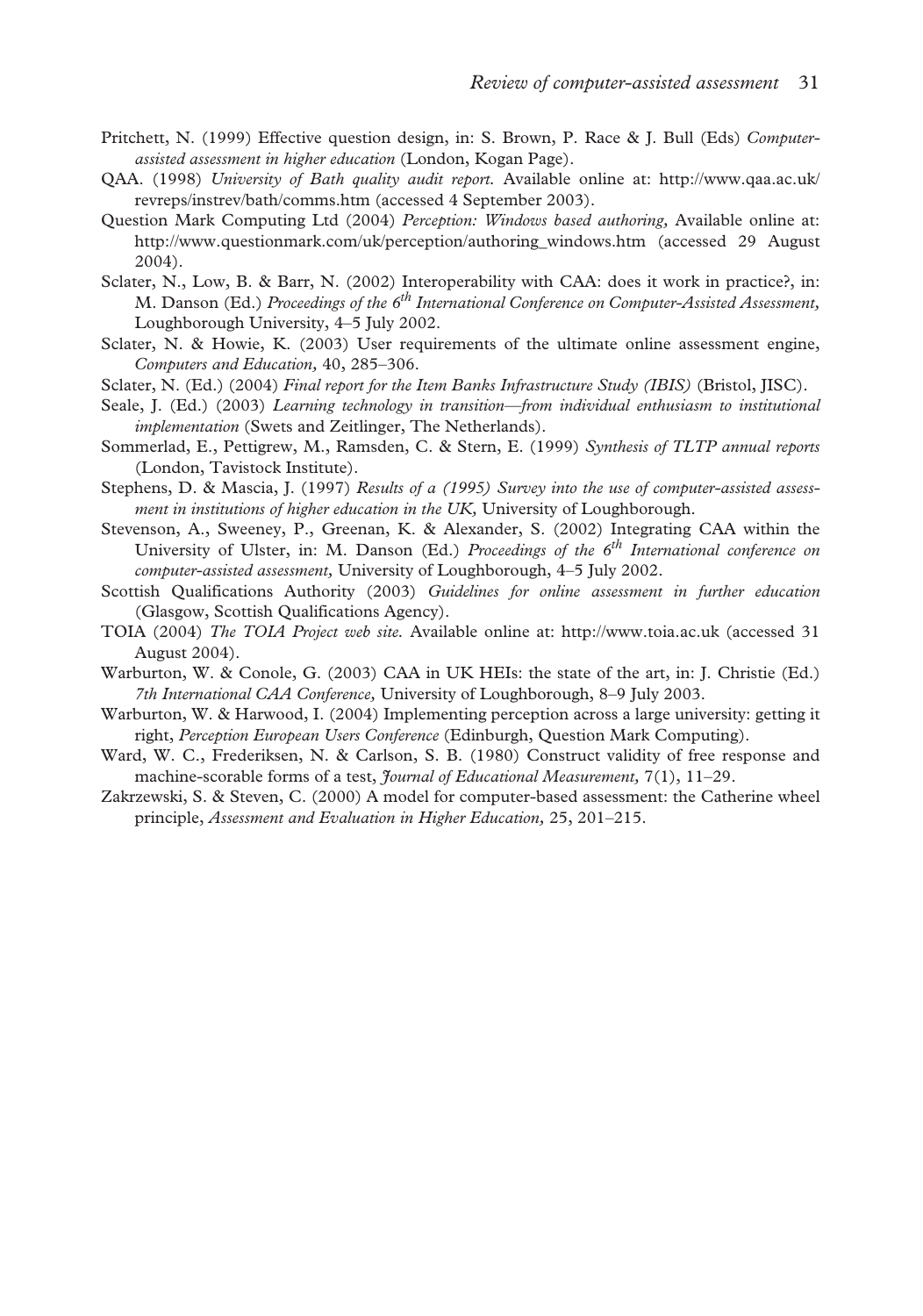Pritchett, N. (1999) Effective question design, in: S. Brown, P. Race & J. Bull (Eds) *Computer-assisted assessment in higher education* (London, Kogan Page).

QAA. (1998) *University of Bath quality audit report.* Available online at: http://www.qaa.ac.uk/revreps/instrev/bath/comms.htm (accessed 4 September 2003).

Question Mark Computing Ltd (2004) *Perception: Windows based authoring,* Available online at: http://www.questionmark.com/uk/perception/authoring_windows.htm (accessed 29 August 2004).

Sclater, N., Low, B. & Barr, N. (2002) Interoperability with CAA: does it work in practice?, in: M. Danson (Ed.) *Proceedings of the 6th International Conference on Computer-Assisted Assessment,* Loughborough University, 4–5 July 2002.

Sclater, N. & Howie, K. (2003) User requirements of the ultimate online assessment engine, *Computers and Education,* 40, 285–306.

Sclater, N. (Ed.) (2004) *Final report for the Item Banks Infrastructure Study (IBIS)* (Bristol, JISC).

Seale, J. (Ed.) (2003) *Learning technology in transition—from individual enthusiasm to institutional implementation* (Swets and Zeitlinger, The Netherlands).

Sommerlad, E., Pettigrew, M., Ramsden, C. & Stern, E. (1999) *Synthesis of TLTP annual reports* (London, Tavistock Institute).

Stephens, D. & Mascia, J. (1997) *Results of a (1995) Survey into the use of computer-assisted assessment in institutions of higher education in the UK,* University of Loughborough.

Stevenson, A., Sweeney, P., Greenan, K. & Alexander, S. (2002) Integrating CAA within the University of Ulster, in: M. Danson (Ed.) *Proceedings of the 6th International conference on computer-assisted assessment,* University of Loughborough, 4–5 July 2002.

Scottish Qualifications Authority (2003) *Guidelines for online assessment in further education* (Glasgow, Scottish Qualifications Agency).

TOIA (2004) *The TOIA Project web site.* Available online at: http://www.toia.ac.uk (accessed 31 August 2004).

Warburton, W. & Conole, G. (2003) CAA in UK HEIs: the state of the art, in: J. Christie (Ed.) *7th International CAA Conference,* University of Loughborough, 8–9 July 2003.

Warburton, W. & Harwood, I. (2004) Implementing perception across a large university: getting it right, *Perception European Users Conference* (Edinburgh, Question Mark Computing).

Ward, W. C., Frederiksen, N. & Carlson, S. B. (1980) Construct validity of free response and machine-scorable forms of a test, *Journal of Educational Measurement,* 7(1), 11–29.

Zakrzewski, S. & Steven, C. (2000) A model for computer-based assessment: the Catherine wheel principle, *Assessment and Evaluation in Higher Education,* 25, 201–215.